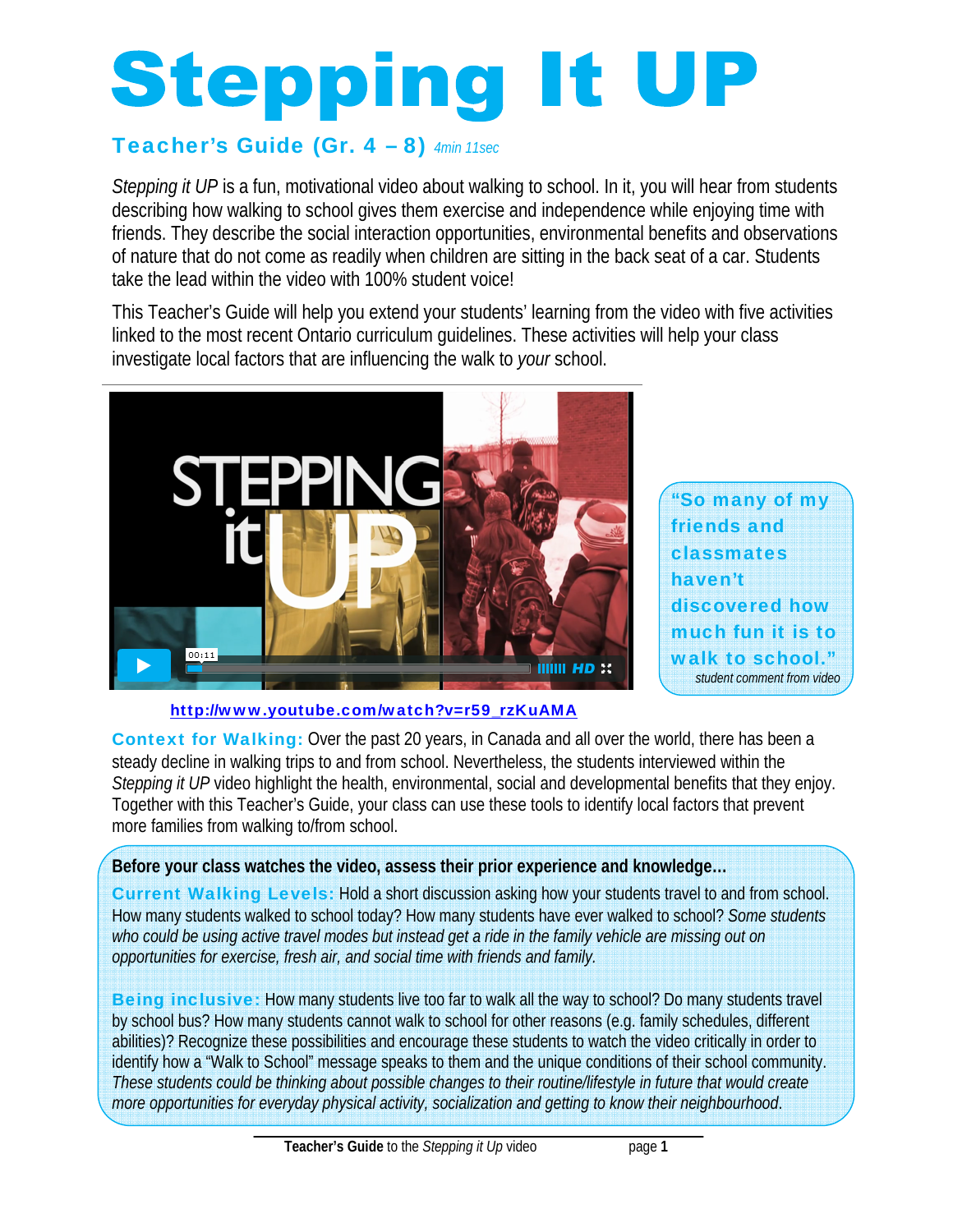# Stepping It UP

## Teacher's Guide (Gr. 4 – 8) *4min 11sec*

*Stepping it UP* is a fun, motivational video about walking to school. In it, you will hear from students describing how walking to school gives them exercise and independence while enjoying time with friends. They describe the social interaction opportunities, environmental benefits and observations of nature that do not come as readily when children are sitting in the back seat of a car. Students take the lead within the video with 100% student voice!

This Teacher's Guide will help you extend your students' learning from the video with five activities linked to the most recent Ontario curriculum guidelines. These activities will help your class investigate local factors that are influencing the walk to *your* school.

> **"So many of my friends and classmates haven't discovered how much fun it is to walk to school."**
> *student comment from video*

http://www.youtube.com/watch?v=r59_rzKuAMA

**Context for Walking:** Over the past 20 years, in Canada and all over the world, there has been a steady decline in walking trips to and from school. Nevertheless, the students interviewed within the *Stepping it UP* video highlight the health, environmental, social and developmental benefits that they enjoy. Together with this Teacher's Guide, your class can use these tools to identify local factors that prevent more families from walking to/from school.

**Before your class watches the video, assess their prior experience and knowledge...**

**Current Walking Levels:** Hold a short discussion asking how your students travel to and from school. How many students walked to school today? How many students have ever walked to school? *Some students who could be using active travel modes but instead get a ride in the family vehicle are missing out on opportunities for exercise, fresh air, and social time with friends and family.*

**Being inclusive:** How many students live too far to walk all the way to school? Do many students travel by school bus? How many students cannot walk to school for other reasons (e.g. family schedules, different abilities)? Recognize these possibilities and encourage these students to watch the video critically in order to identify how a "Walk to School" message speaks to them and the unique conditions of their school community. *These students could be thinking about possible changes to their routine/lifestyle in future that would create more opportunities for everyday physical activity, socialization and getting to know their neighbourhood.*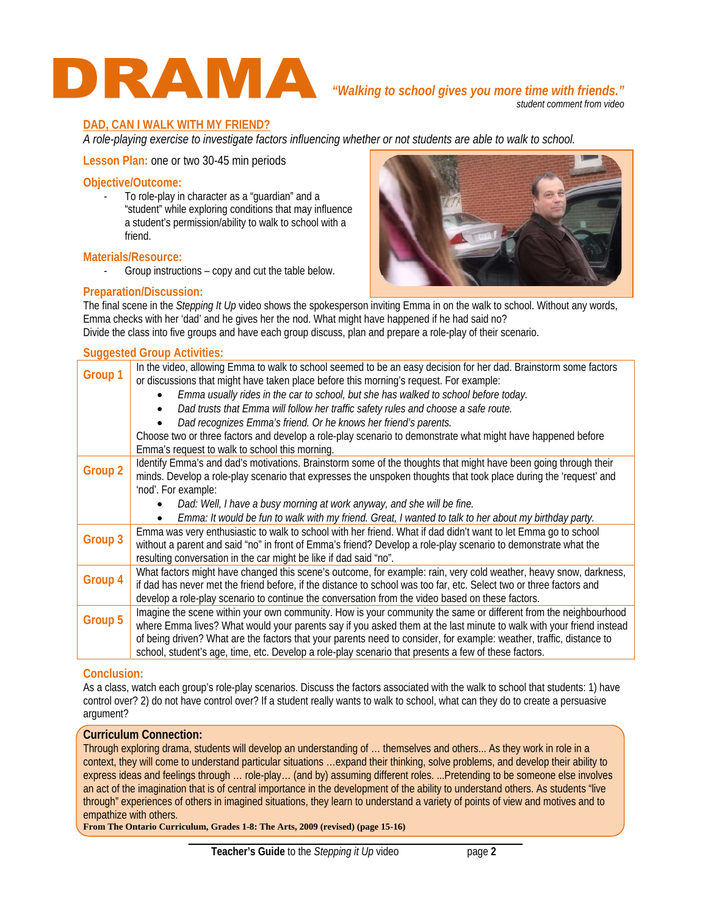# DRAMA

*"Walking to school gives you more time with friends."*
student comment from video

## DAD, CAN I WALK WITH MY FRIEND?

*A role-playing exercise to investigate factors influencing whether or not students are able to walk to school.*

**Lesson Plan:** one or two 30-45 min periods

### Objective/Outcome:

- To role-play in character as a "guardian" and a "student" while exploring conditions that may influence a student's permission/ability to walk to school with a friend.

### Materials/Resource:

- Group instructions – copy and cut the table below.

### Preparation/Discussion:

The final scene in the *Stepping It Up* video shows the spokesperson inviting Emma in on the walk to school. Without any words, Emma checks with her 'dad' and he gives her the nod. What might have happened if he had said no?
Divide the class into five groups and have each group discuss, plan and prepare a role-play of their scenario.

### Suggested Group Activities:

| Group | Activity |
|---|---|
| **Group 1** | In the video, allowing Emma to walk to school seemed to be an easy decision for her dad. Brainstorm some factors or discussions that might have taken place before this morning's request. For example: <br>• *Emma usually rides in the car to school, but she has walked to school before today.* <br>• *Dad trusts that Emma will follow her traffic safety rules and choose a safe route.* <br>• *Dad recognizes Emma's friend. Or he knows her friend's parents.* <br>Choose two or three factors and develop a role-play scenario to demonstrate what might have happened before Emma's request to walk to school this morning. |
| **Group 2** | Identify Emma's and dad's motivations. Brainstorm some of the thoughts that might have been going through their minds. Develop a role-play scenario that expresses the unspoken thoughts that took place during the 'request' and 'nod'. For example: <br>• *Dad: Well, I have a busy morning at work anyway, and she will be fine.* <br>• *Emma: It would be fun to walk with my friend. Great, I wanted to talk to her about my birthday party.* |
| **Group 3** | Emma was very enthusiastic to walk to school with her friend. What if dad didn't want to let Emma go to school without a parent and said "no" in front of Emma's friend? Develop a role-play scenario to demonstrate what the resulting conversation in the car might be like if dad said "no". |
| **Group 4** | What factors might have changed this scene's outcome, for example: rain, very cold weather, heavy snow, darkness, if dad has never met the friend before, if the distance to school was too far, etc. Select two or three factors and develop a role-play scenario to continue the conversation from the video based on these factors. |
| **Group 5** | Imagine the scene within your own community. How is your community the same or different from the neighbourhood where Emma lives? What would your parents say if you asked them at the last minute to walk with your friend instead of being driven? What are the factors that your parents need to consider, for example: weather, traffic, distance to school, student's age, time, etc. Develop a role-play scenario that presents a few of these factors. |

### Conclusion:

As a class, watch each group's role-play scenarios. Discuss the factors associated with the walk to school that students: 1) have control over? 2) do not have control over? If a student really wants to walk to school, what can they do to create a persuasive argument?

### Curriculum Connection:

Through exploring drama, students will develop an understanding of … themselves and others... As they work in role in a context, they will come to understand particular situations …expand their thinking, solve problems, and develop their ability to express ideas and feelings through … role-play… (and by) assuming different roles. ...Pretending to be someone else involves an act of the imagination that is of central importance in the development of the ability to understand others. As students "live through" experiences of others in imagined situations, they learn to understand a variety of points of view and motives and to empathize with others.

**From The Ontario Curriculum, Grades 1-8: The Arts, 2009 (revised) (page 15-16)**

**Teacher's Guide** to the *Stepping it Up* video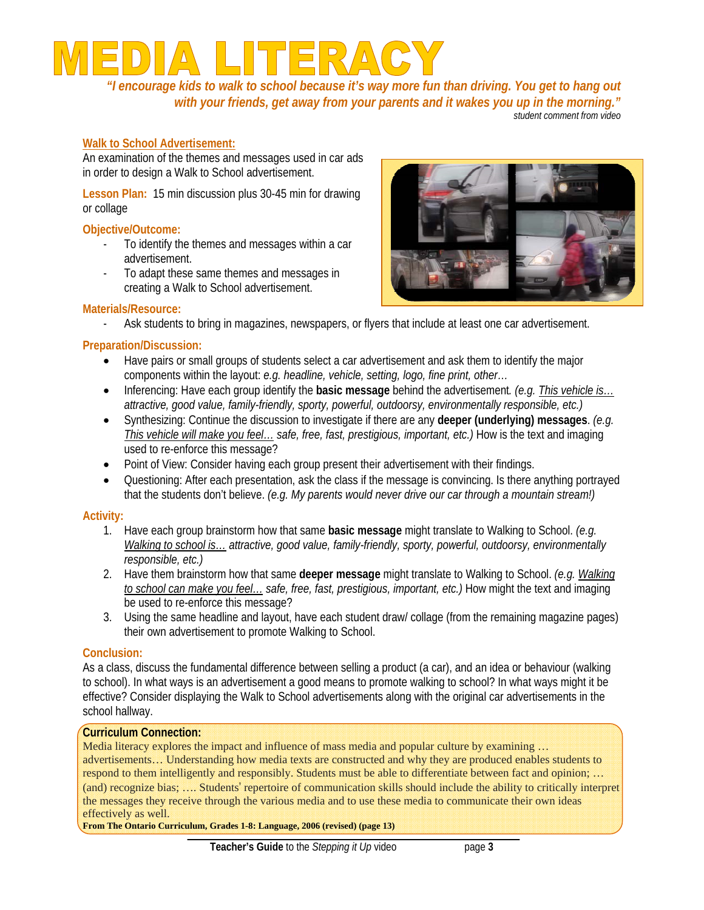# MEDIA LITERACY

*"I encourage kids to walk to school because it's way more fun than driving. You get to hang out with your friends, get away from your parents and it wakes you up in the morning."*
*student comment from video*

## Walk to School Advertisement:

An examination of the themes and messages used in car ads in order to design a Walk to School advertisement.

**Lesson Plan:** 15 min discussion plus 30-45 min for drawing or collage

### Objective/Outcome:

- To identify the themes and messages within a car advertisement.
- To adapt these same themes and messages in creating a Walk to School advertisement.

### Materials/Resource:

- Ask students to bring in magazines, newspapers, or flyers that include at least one car advertisement.

### Preparation/Discussion:

- Have pairs or small groups of students select a car advertisement and ask them to identify the major components within the layout: *e.g. headline, vehicle, setting, logo, fine print, other…*
- Inferencing: Have each group identify the **basic message** behind the advertisement. *(e.g. This vehicle is… attractive, good value, family-friendly, sporty, powerful, outdoorsy, environmentally responsible, etc.)*
- Synthesizing: Continue the discussion to investigate if there are any **deeper (underlying) messages**. *(e.g. This vehicle will make you feel… safe, free, fast, prestigious, important, etc.)* How is the text and imaging used to re-enforce this message?
- Point of View: Consider having each group present their advertisement with their findings.
- Questioning: After each presentation, ask the class if the message is convincing. Is there anything portrayed that the students don't believe. *(e.g. My parents would never drive our car through a mountain stream!)*

### Activity:

1. Have each group brainstorm how that same **basic message** might translate to Walking to School. *(e.g. Walking to school is… attractive, good value, family-friendly, sporty, powerful, outdoorsy, environmentally responsible, etc.)*
2. Have them brainstorm how that same **deeper message** might translate to Walking to School. *(e.g. Walking to school can make you feel… safe, free, fast, prestigious, important, etc.)* How might the text and imaging be used to re-enforce this message?
3. Using the same headline and layout, have each student draw/ collage (from the remaining magazine pages) their own advertisement to promote Walking to School.

### Conclusion:

As a class, discuss the fundamental difference between selling a product (a car), and an idea or behaviour (walking to school). In what ways is an advertisement a good means to promote walking to school? In what ways might it be effective? Consider displaying the Walk to School advertisements along with the original car advertisements in the school hallway.

**Curriculum Connection:**
Media literacy explores the impact and influence of mass media and popular culture by examining … advertisements… Understanding how media texts are constructed and why they are produced enables students to respond to them intelligently and responsibly. Students must be able to differentiate between fact and opinion; … (and) recognize bias; …. Students' repertoire of communication skills should include the ability to critically interpret the messages they receive through the various media and to use these media to communicate their own ideas effectively as well.
**From The Ontario Curriculum, Grades 1-8: Language, 2006 (revised) (page 13)**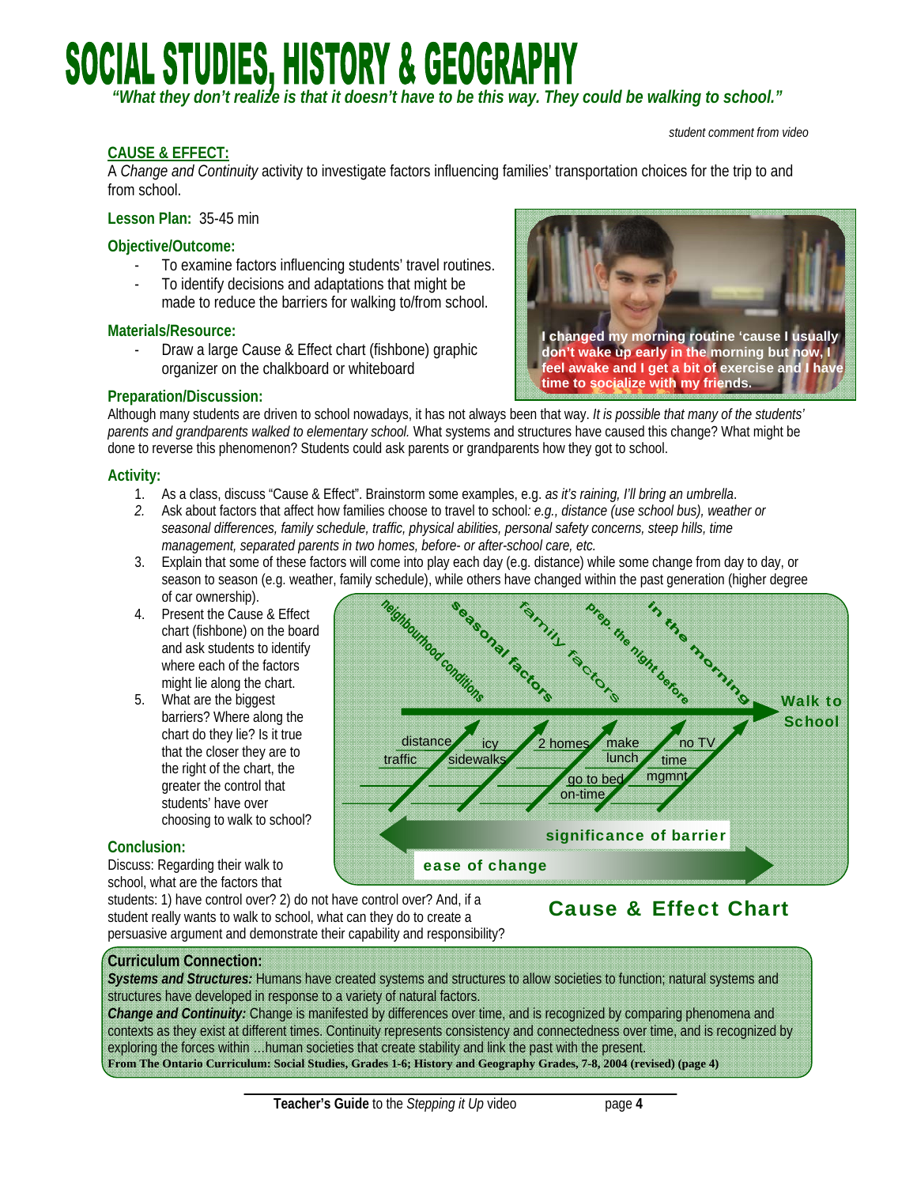# SOCIAL STUDIES, HISTORY & GEOGRAPHY

*"What they don't realize is that it doesn't have to be this way. They could be walking to school."*

*student comment from video*

**CAUSE & EFFECT:**

A *Change and Continuity* activity to investigate factors influencing families' transportation choices for the trip to and from school.

**Lesson Plan:** 35-45 min

**Objective/Outcome:**

- To examine factors influencing students' travel routines.
- To identify decisions and adaptations that might be made to reduce the barriers for walking to/from school.

**Materials/Resource:**

- Draw a large Cause & Effect chart (fishbone) graphic organizer on the chalkboard or whiteboard

I changed my morning routine 'cause I usually don't wake up early in the morning but now, I feel awake and I get a bit of exercise and I have time to socialize with my friends.

**Preparation/Discussion:**

Although many students are driven to school nowadays, it has not always been that way. *It is possible that many of the students' parents and grandparents walked to elementary school.* What systems and structures have caused this change? What might be done to reverse this phenomenon? Students could ask parents or grandparents how they got to school.

**Activity:**

1. As a class, discuss "Cause & Effect". Brainstorm some examples, e.g. *as it's raining, I'll bring an umbrella*.
2. Ask about factors that affect how families choose to travel to school*: e.g., distance (use school bus), weather or seasonal differences, family schedule, traffic, physical abilities, personal safety concerns, steep hills, time management, separated parents in two homes, before- or after-school care, etc.*
3. Explain that some of these factors will come into play each day (e.g. distance) while some change from day to day, or season to season (e.g. weather, family schedule), while others have changed within the past generation (higher degree of car ownership).
4. Present the Cause & Effect chart (fishbone) on the board and ask students to identify where each of the factors might lie along the chart.
5. What are the biggest barriers? Where along the chart do they lie? Is it true that the closer they are to the right of the chart, the greater the control that students' have over choosing to walk to school?

**Cause & Effect Chart**

- neighbourhood conditions: distance, traffic
- seasonal factors: icy sidewalks
- family factors: 2 homes
- prep. the night before: make lunch, go to bed on-time
- in the morning: no TV, time mgmnt
- → Walk to School
- ← significance of barrier
- ease of change →

**Conclusion:**

Discuss: Regarding their walk to school, what are the factors that students: 1) have control over? 2) do not have control over? And, if a student really wants to walk to school, what can they do to create a persuasive argument and demonstrate their capability and responsibility?

**Curriculum Connection:**

***Systems and Structures:*** Humans have created systems and structures to allow societies to function; natural systems and structures have developed in response to a variety of natural factors.

***Change and Continuity:*** Change is manifested by differences over time, and is recognized by comparing phenomena and contexts as they exist at different times. Continuity represents consistency and connectedness over time, and is recognized by exploring the forces within ...human societies that create stability and link the past with the present.

**From The Ontario Curriculum: Social Studies, Grades 1-6; History and Geography Grades, 7-8, 2004 (revised) (page 4)**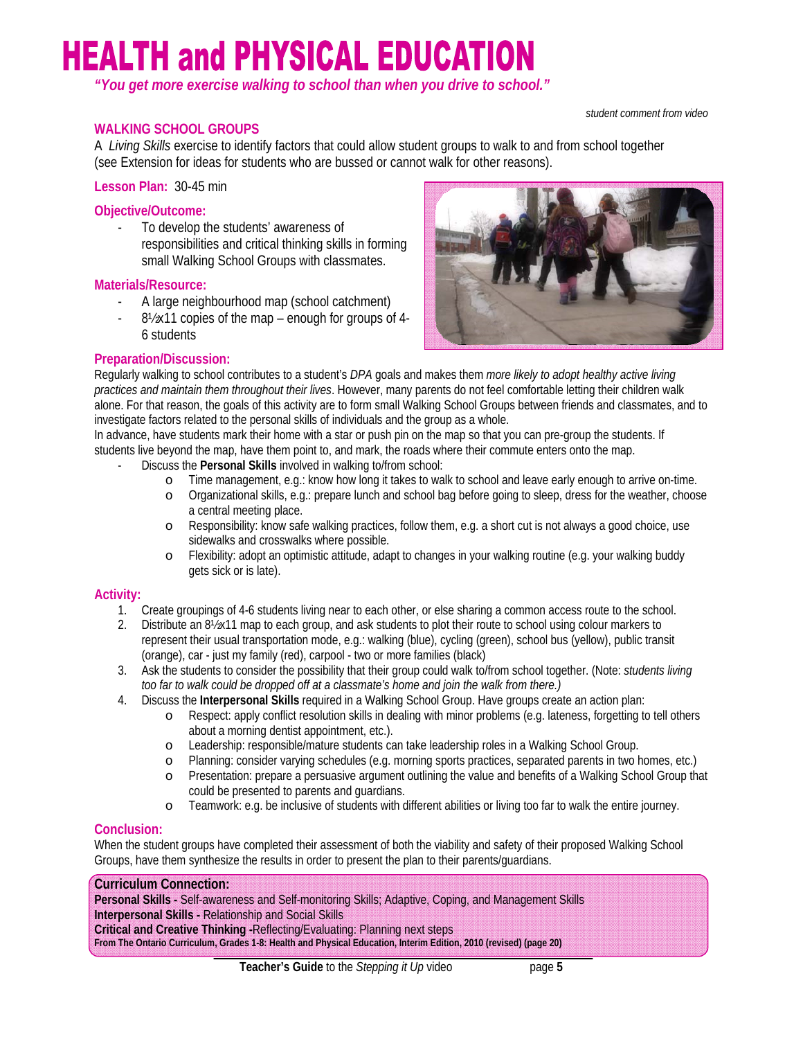# HEALTH and PHYSICAL EDUCATION

*"You get more exercise walking to school than when you drive to school."*

*student comment from video*

## WALKING SCHOOL GROUPS

A *Living Skills* exercise to identify factors that could allow student groups to walk to and from school together (see Extension for ideas for students who are bussed or cannot walk for other reasons).

**Lesson Plan:** 30-45 min

**Objective/Outcome:**

- To develop the students' awareness of responsibilities and critical thinking skills in forming small Walking School Groups with classmates.

**Materials/Resource:**

- A large neighbourhood map (school catchment)
- 8½x11 copies of the map – enough for groups of 4-6 students

**Preparation/Discussion:**

Regularly walking to school contributes to a student's *DPA* goals and makes them *more likely to adopt healthy active living practices and maintain them throughout their lives*. However, many parents do not feel comfortable letting their children walk alone. For that reason, the goals of this activity are to form small Walking School Groups between friends and classmates, and to investigate factors related to the personal skills of individuals and the group as a whole.

In advance, have students mark their home with a star or push pin on the map so that you can pre-group the students. If students live beyond the map, have them point to, and mark, the roads where their commute enters onto the map.

- Discuss the **Personal Skills** involved in walking to/from school:
  - Time management, e.g.: know how long it takes to walk to school and leave early enough to arrive on-time.
  - Organizational skills, e.g.: prepare lunch and school bag before going to sleep, dress for the weather, choose a central meeting place.
  - Responsibility: know safe walking practices, follow them, e.g. a short cut is not always a good choice, use sidewalks and crosswalks where possible.
  - Flexibility: adopt an optimistic attitude, adapt to changes in your walking routine (e.g. your walking buddy gets sick or is late).

**Activity:**

1. Create groupings of 4-6 students living near to each other, or else sharing a common access route to the school.
2. Distribute an 8½x11 map to each group, and ask students to plot their route to school using colour markers to represent their usual transportation mode, e.g.: walking (blue), cycling (green), school bus (yellow), public transit (orange), car - just my family (red), carpool - two or more families (black)
3. Ask the students to consider the possibility that their group could walk to/from school together. (Note: *students living too far to walk could be dropped off at a classmate's home and join the walk from there.)*
4. Discuss the **Interpersonal Skills** required in a Walking School Group. Have groups create an action plan:
   - Respect: apply conflict resolution skills in dealing with minor problems (e.g. lateness, forgetting to tell others about a morning dentist appointment, etc.).
   - Leadership: responsible/mature students can take leadership roles in a Walking School Group.
   - Planning: consider varying schedules (e.g. morning sports practices, separated parents in two homes, etc.)
   - Presentation: prepare a persuasive argument outlining the value and benefits of a Walking School Group that could be presented to parents and guardians.
   - Teamwork: e.g. be inclusive of students with different abilities or living too far to walk the entire journey.

**Conclusion:**

When the student groups have completed their assessment of both the viability and safety of their proposed Walking School Groups, have them synthesize the results in order to present the plan to their parents/guardians.

**Curriculum Connection:**
**Personal Skills -** Self-awareness and Self-monitoring Skills; Adaptive, Coping, and Management Skills
**Interpersonal Skills -** Relationship and Social Skills
**Critical and Creative Thinking -**Reflecting/Evaluating: Planning next steps
**From The Ontario Curriculum, Grades 1-8: Health and Physical Education, Interim Edition, 2010 (revised) (page 20)**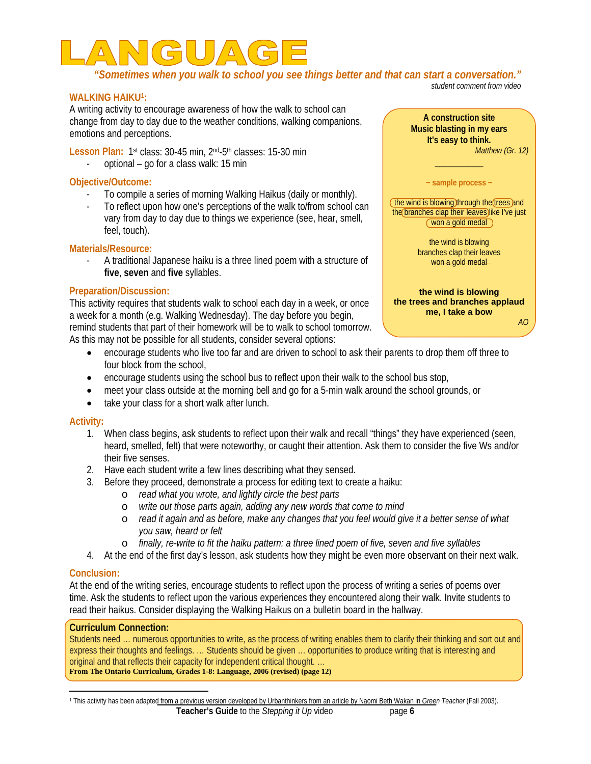# LANGUAGE

*"Sometimes when you walk to school you see things better and that can start a conversation."*

*student comment from video*

## WALKING HAIKU[1]:

A writing activity to encourage awareness of how the walk to school can change from day to day due to the weather conditions, walking companions, emotions and perceptions.

**Lesson Plan:** 1st class: 30-45 min, 2nd-5th classes: 15-30 min

- optional – go for a class walk: 15 min

**Objective/Outcome:**

- To compile a series of morning Walking Haikus (daily or monthly).
- To reflect upon how one's perceptions of the walk to/from school can vary from day to day due to things we experience (see, hear, smell, feel, touch).

**Materials/Resource:**

- A traditional Japanese haiku is a three lined poem with a structure of **five**, **seven** and **five** syllables.

**Preparation/Discussion:**

This activity requires that students walk to school each day in a week, or once a week for a month (e.g. Walking Wednesday). The day before you begin, remind students that part of their homework will be to walk to school tomorrow. As this may not be possible for all students, consider several options:

- encourage students who live too far and are driven to school to ask their parents to drop them off three to four block from the school,
- encourage students using the school bus to reflect upon their walk to the school bus stop,
- meet your class outside at the morning bell and go for a 5-min walk around the school grounds, or
- take your class for a short walk after lunch.

> **A construction site**
> **Music blasting in my ears**
> **It's easy to think.**
> *Matthew (Gr. 12)*
>
> ~ sample process ~
>
> the wind is blowing through the trees and the branches clap their leaves like I've just won a gold medal
>
> the wind is blowing
> branches clap their leaves
> ~~won a gold medal~~
>
> **the wind is blowing**
> **the trees and branches applaud**
> **me, I take a bow**
> *AO*

**Activity:**

1. When class begins, ask students to reflect upon their walk and recall "things" they have experienced (seen, heard, smelled, felt) that were noteworthy, or caught their attention. Ask them to consider the five Ws and/or their five senses.
2. Have each student write a few lines describing what they sensed.
3. Before they proceed, demonstrate a process for editing text to create a haiku:
   - *read what you wrote, and lightly circle the best parts*
   - *write out those parts again, adding any new words that come to mind*
   - *read it again and as before, make any changes that you feel would give it a better sense of what you saw, heard or felt*
   - *finally, re-write to fit the haiku pattern: a three lined poem of five, seven and five syllables*
4. At the end of the first day's lesson, ask students how they might be even more observant on their next walk.

**Conclusion:**

At the end of the writing series, encourage students to reflect upon the process of writing a series of poems over time. Ask the students to reflect upon the various experiences they encountered along their walk. Invite students to read their haikus. Consider displaying the Walking Haikus on a bulletin board in the hallway.

> **Curriculum Connection:**
> Students need … numerous opportunities to write, as the process of writing enables them to clarify their thinking and sort out and express their thoughts and feelings. … Students should be given … opportunities to produce writing that is interesting and original and that reflects their capacity for independent critical thought. …
> **From The Ontario Curriculum, Grades 1-8: Language, 2006 (revised) (page 12)**

[1] This activity has been adapted from a previous version developed by Urbanthinkers from an article by Naomi Beth Wakan in *Green Teacher* (Fall 2003).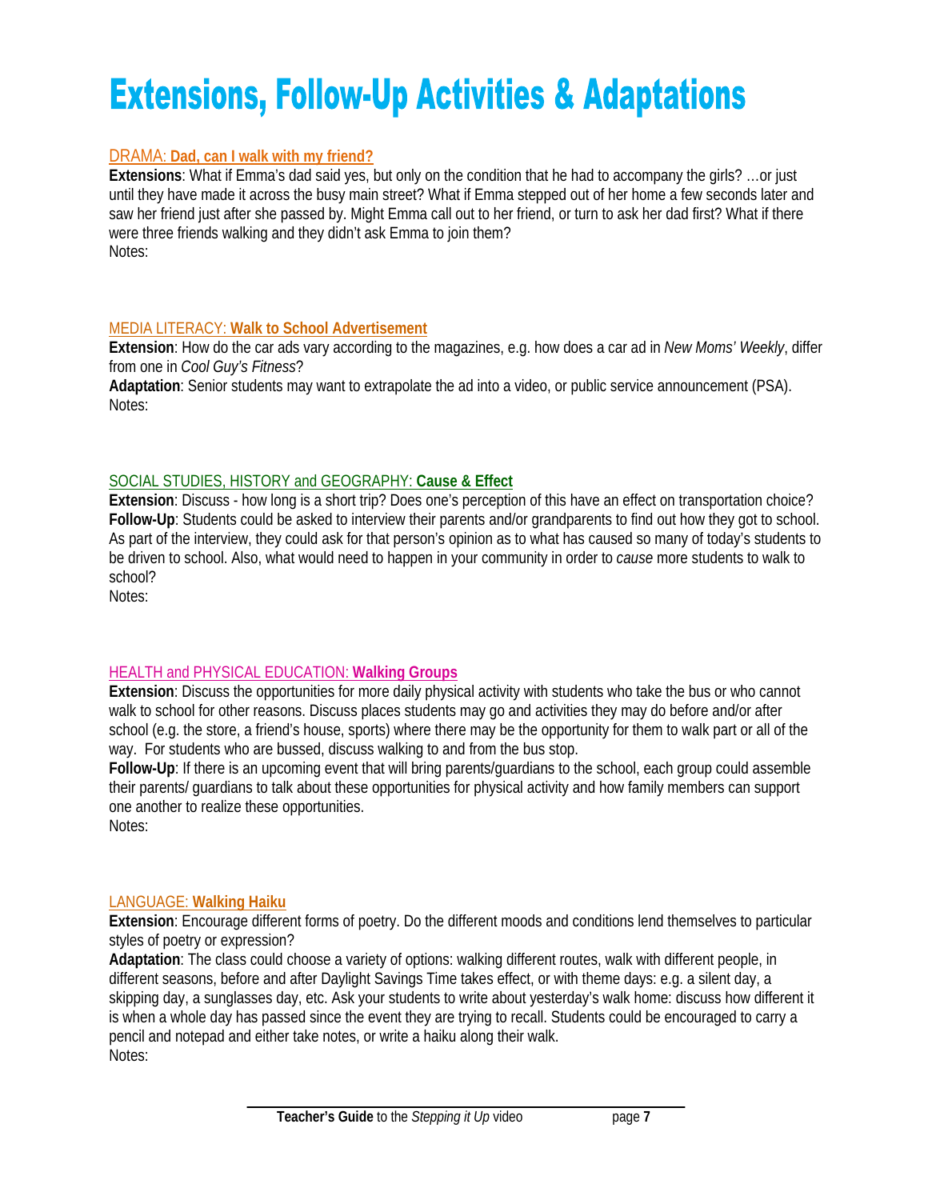# Extensions, Follow-Up Activities & Adaptations

## DRAMA: **Dad, can I walk with my friend?**

**Extensions**: What if Emma's dad said yes, but only on the condition that he had to accompany the girls? …or just until they have made it across the busy main street? What if Emma stepped out of her home a few seconds later and saw her friend just after she passed by. Might Emma call out to her friend, or turn to ask her dad first? What if there were three friends walking and they didn't ask Emma to join them?

Notes:

## MEDIA LITERACY: **Walk to School Advertisement**

**Extension**: How do the car ads vary according to the magazines, e.g. how does a car ad in *New Moms' Weekly*, differ from one in *Cool Guy's Fitness*?

**Adaptation**: Senior students may want to extrapolate the ad into a video, or public service announcement (PSA).

Notes:

## SOCIAL STUDIES, HISTORY and GEOGRAPHY: **Cause & Effect**

**Extension**: Discuss - how long is a short trip? Does one's perception of this have an effect on transportation choice?

**Follow-Up**: Students could be asked to interview their parents and/or grandparents to find out how they got to school. As part of the interview, they could ask for that person's opinion as to what has caused so many of today's students to be driven to school. Also, what would need to happen in your community in order to *cause* more students to walk to school?

Notes:

## HEALTH and PHYSICAL EDUCATION: **Walking Groups**

**Extension**: Discuss the opportunities for more daily physical activity with students who take the bus or who cannot walk to school for other reasons. Discuss places students may go and activities they may do before and/or after school (e.g. the store, a friend's house, sports) where there may be the opportunity for them to walk part or all of the way. For students who are bussed, discuss walking to and from the bus stop.

**Follow-Up**: If there is an upcoming event that will bring parents/guardians to the school, each group could assemble their parents/ guardians to talk about these opportunities for physical activity and how family members can support one another to realize these opportunities.

Notes:

## LANGUAGE: **Walking Haiku**

**Extension**: Encourage different forms of poetry. Do the different moods and conditions lend themselves to particular styles of poetry or expression?

**Adaptation**: The class could choose a variety of options: walking different routes, walk with different people, in different seasons, before and after Daylight Savings Time takes effect, or with theme days: e.g. a silent day, a skipping day, a sunglasses day, etc. Ask your students to write about yesterday's walk home: discuss how different it is when a whole day has passed since the event they are trying to recall. Students could be encouraged to carry a pencil and notepad and either take notes, or write a haiku along their walk.

Notes: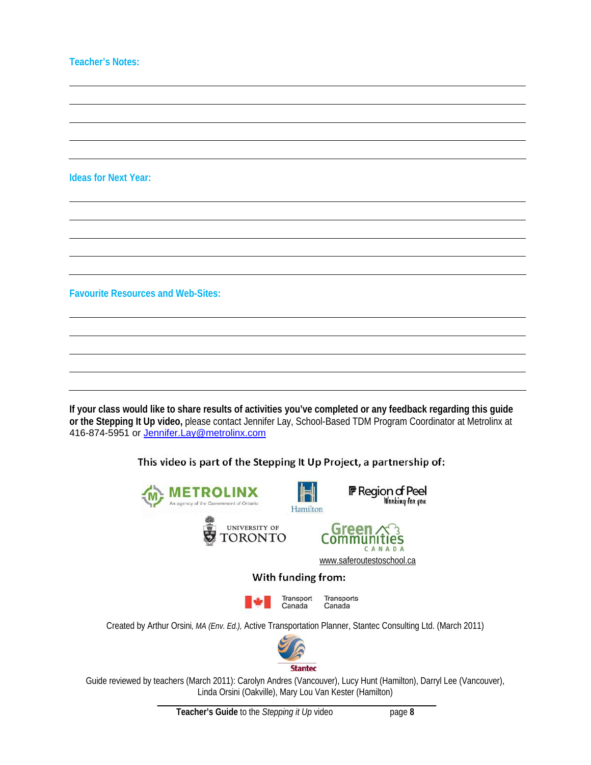### Teacher's Notes:

### Ideas for Next Year:

### Favourite Resources and Web-Sites:

**If your class would like to share results of activities you've completed or any feedback regarding this guide or the Stepping It Up video,** please contact Jennifer Lay, School-Based TDM Program Coordinator at Metrolinx at 416-874-5951 or Jennifer.Lay@metrolinx.com

This video is part of the Stepping It Up Project, a partnership of:

METROLINX An agency of the Government of Ontario

Hamilton

Region of Peel Working for you

UNIVERSITY OF TORONTO

Green Communities CANADA

www.saferoutestoschool.ca

With funding from:

Transport Canada Transports Canada

Created by Arthur Orsini, *MA (Env. Ed.),* Active Transportation Planner, Stantec Consulting Ltd. (March 2011)

Stantec

Guide reviewed by teachers (March 2011): Carolyn Andres (Vancouver), Lucy Hunt (Hamilton), Darryl Lee (Vancouver), Linda Orsini (Oakville), Mary Lou Van Kester (Hamilton)